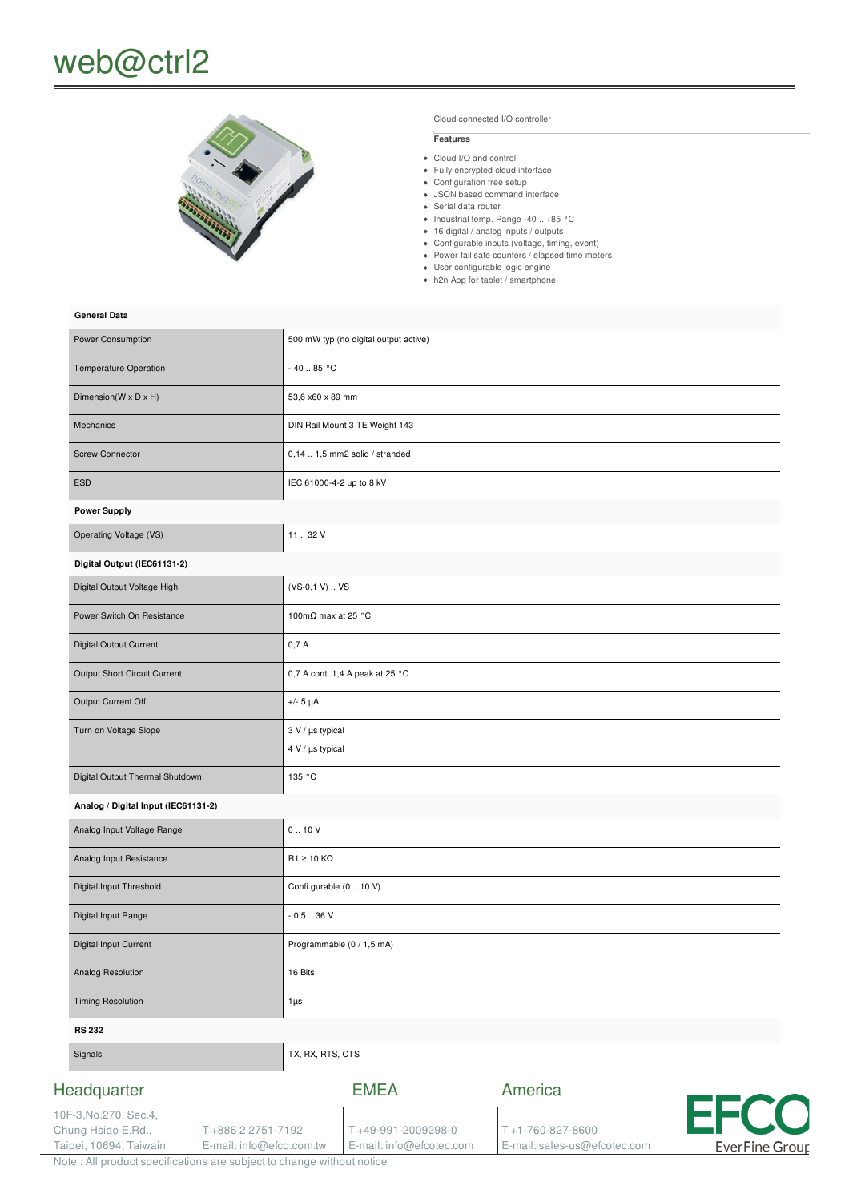# web@ctrl2

Cloud connected I/O controller

**Features**

- Cloud I/O and control
- Fully encrypted cloud interface
- Configuration free setup
- JSON based command interface
- Serial data router
- Industrial temp. Range -40 .. +85 °C
- 16 digital / analog inputs / outputs
- Configurable inputs (voltage, timing, event)
- Power fail safe counters / elapsed time meters
- User configurable logic engine
- h2n App for tablet / smartphone

| **General Data** | |
|---|---|
| Power Consumption | 500 mW typ (no digital output active) |
| Temperature Operation | - 40 .. 85 °C |
| Dimension(W x D x H) | 53,6 x60 x 89 mm |
| Mechanics | DIN Rail Mount 3 TE Weight 143 |
| Screw Connector | 0,14 .. 1,5 mm2 solid / stranded |
| ESD | IEC 61000-4-2 up to 8 kV |
| **Power Supply** | |
| Operating Voltage (VS) | 11 .. 32 V |
| **Digital Output (IEC61131-2)** | |
| Digital Output Voltage High | (VS-0,1 V) .. VS |
| Power Switch On Resistance | 100mΩ max at 25 °C |
| Digital Output Current | 0,7 A |
| Output Short Circuit Current | 0,7 A cont. 1,4 A peak at 25 °C |
| Output Current Off | +/- 5 µA |
| Turn on Voltage Slope | 3 V / µs typical<br>4 V / µs typical |
| Digital Output Thermal Shutdown | 135 °C |
| **Analog / Digital Input (IEC61131-2)** | |
| Analog Input Voltage Range | 0 .. 10 V |
| Analog Input Resistance | R1 ≥ 10 KΩ |
| Digital Input Threshold | Confi gurable (0 .. 10 V) |
| Digital Input Range | - 0.5 .. 36 V |
| Digital Input Current | Programmable (0 / 1,5 mA) |
| Analog Resolution | 16 Bits |
| Timing Resolution | 1µs |
| **RS 232** | |
| Signals | TX, RX, RTS, CTS |

## Headquarter

10F-3,No.270, Sec.4,
Chung Hsiao E,Rd.,
Taipei, 10694, Taiwain

T +886 2 2751-7192
E-mail: info@efco.com.tw

## EMEA

T +49-991-2009298-0
E-mail: info@efcotec.com

## America

T +1-760-827-8600
E-mail: sales-us@efcotec.com

EFCO EverFine Group

Note : All product specifications are subject to change without notice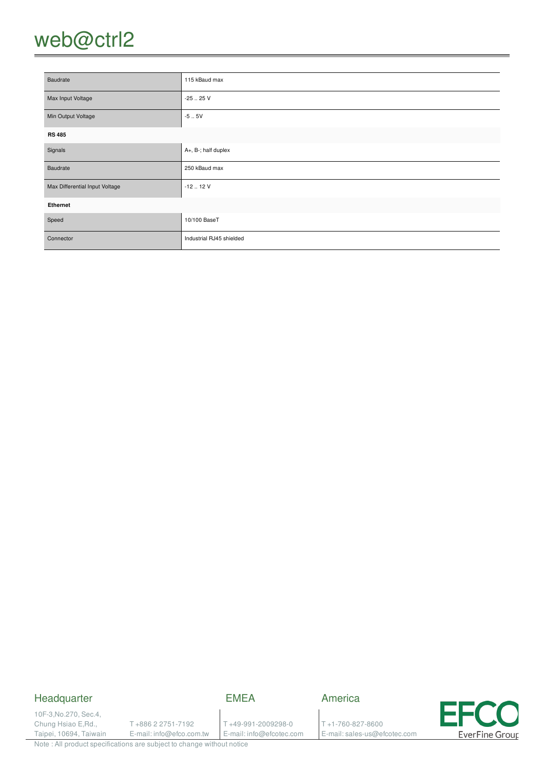| | |
|---|---|
| Baudrate | 115 kBaud max |
| Max Input Voltage | -25 .. 25 V |
| Min Output Voltage | -5 .. 5V |
| **RS 485** | |
| Signals | A+, B-; half duplex |
| Baudrate | 250 kBaud max |
| Max Differential Input Voltage | -12 .. 12 V |
| **Ethernet** | |
| Speed | 10/100 BaseT |
| Connector | Industrial RJ45 shielded |

## Headquarter

10F-3,No.270, Sec.4,
Chung Hsiao E,Rd.,
Taipei, 10694, Taiwain

T +886 2 2751-7192
E-mail: info@efco.com.tw

## EMEA

T +49-991-2009298-0
E-mail: info@efcotec.com

## America

T +1-760-827-8600
E-mail: sales-us@efcotec.com

EFCO EverFine Group

Note : All product specifications are subject to change without notice